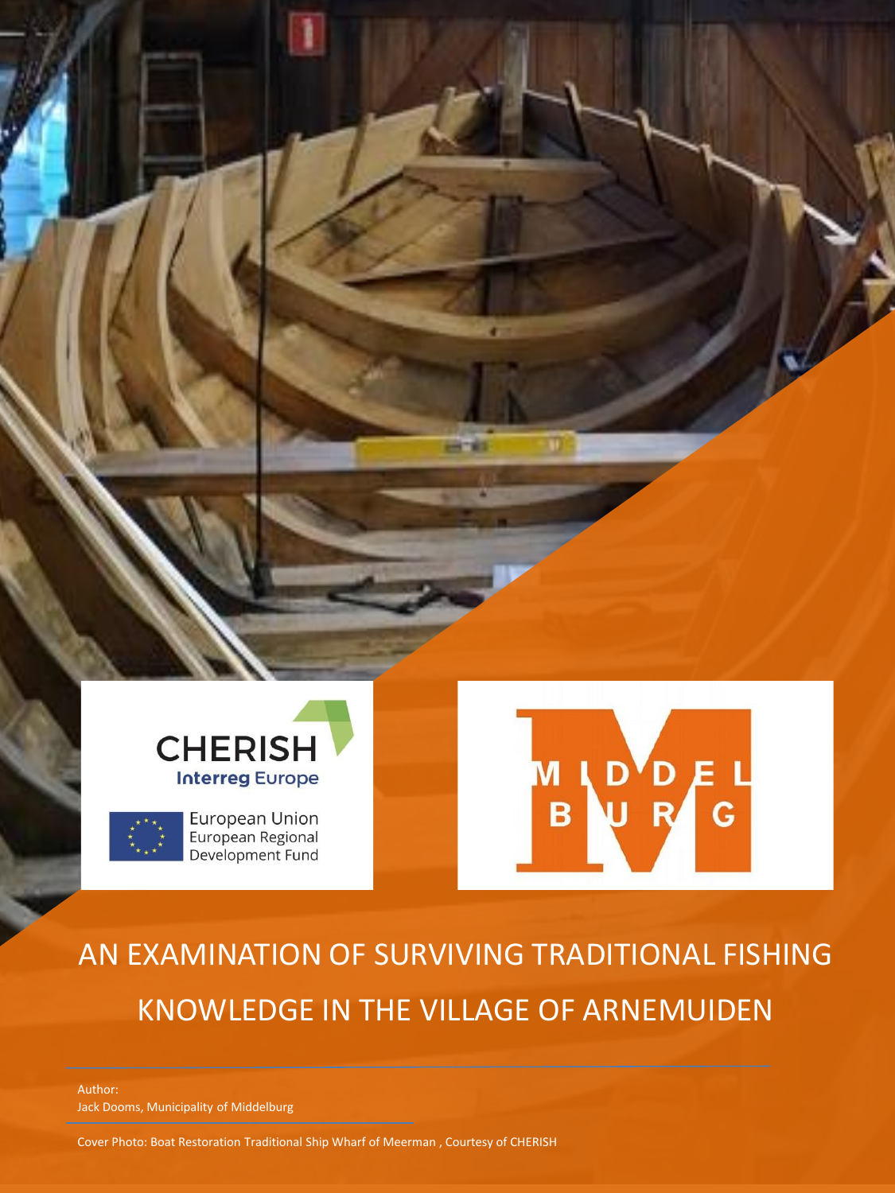# AN EXAMINATION OF SURVIVING TRADITIONAL FISHING KNOWLEDGE IN THE VILLAGE OF ARNEMUIDEN

Author:
Jack Dooms, Municipality of Middelburg

Cover Photo: Boat Restoration Traditional Ship Wharf of Meerman , Courtesy of CHERISH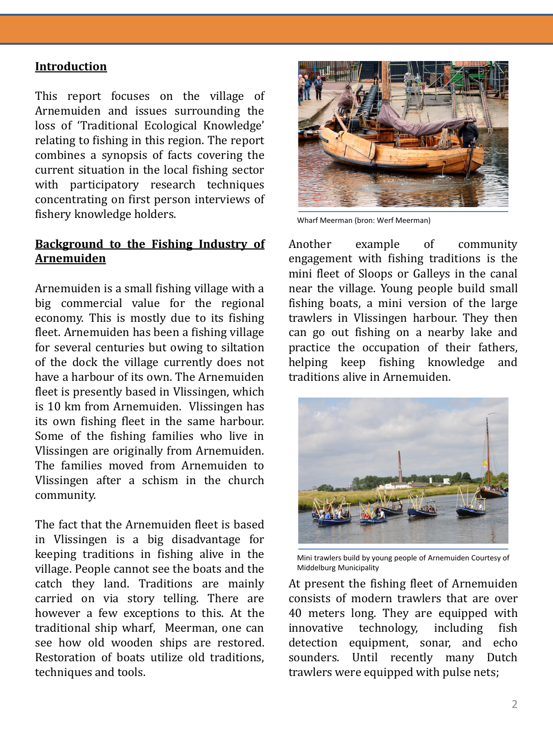## Introduction

This report focuses on the village of Arnemuiden and issues surrounding the loss of 'Traditional Ecological Knowledge' relating to fishing in this region. The report combines a synopsis of facts covering the current situation in the local fishing sector with participatory research techniques concentrating on first person interviews of fishery knowledge holders.

## Background to the Fishing Industry of Arnemuiden

Arnemuiden is a small fishing village with a big commercial value for the regional economy. This is mostly due to its fishing fleet. Arnemuiden has been a fishing village for several centuries but owing to siltation of the dock the village currently does not have a harbour of its own. The Arnemuiden fleet is presently based in Vlissingen, which is 10 km from Arnemuiden. Vlissingen has its own fishing fleet in the same harbour. Some of the fishing families who live in Vlissingen are originally from Arnemuiden. The families moved from Arnemuiden to Vlissingen after a schism in the church community.

The fact that the Arnemuiden fleet is based in Vlissingen is a big disadvantage for keeping traditions in fishing alive in the village. People cannot see the boats and the catch they land. Traditions are mainly carried on via story telling. There are however a few exceptions to this. At the traditional ship wharf, Meerman, one can see how old wooden ships are restored. Restoration of boats utilize old traditions, techniques and tools.

Wharf Meerman (bron: Werf Meerman)

Another example of community engagement with fishing traditions is the mini fleet of Sloops or Galleys in the canal near the village. Young people build small fishing boats, a mini version of the large trawlers in Vlissingen harbour. They then can go out fishing on a nearby lake and practice the occupation of their fathers, helping keep fishing knowledge and traditions alive in Arnemuiden.

Mini trawlers build by young people of Arnemuiden Courtesy of Middelburg Municipality

At present the fishing fleet of Arnemuiden consists of modern trawlers that are over 40 meters long. They are equipped with innovative technology, including fish detection equipment, sonar, and echo sounders. Until recently many Dutch trawlers were equipped with pulse nets;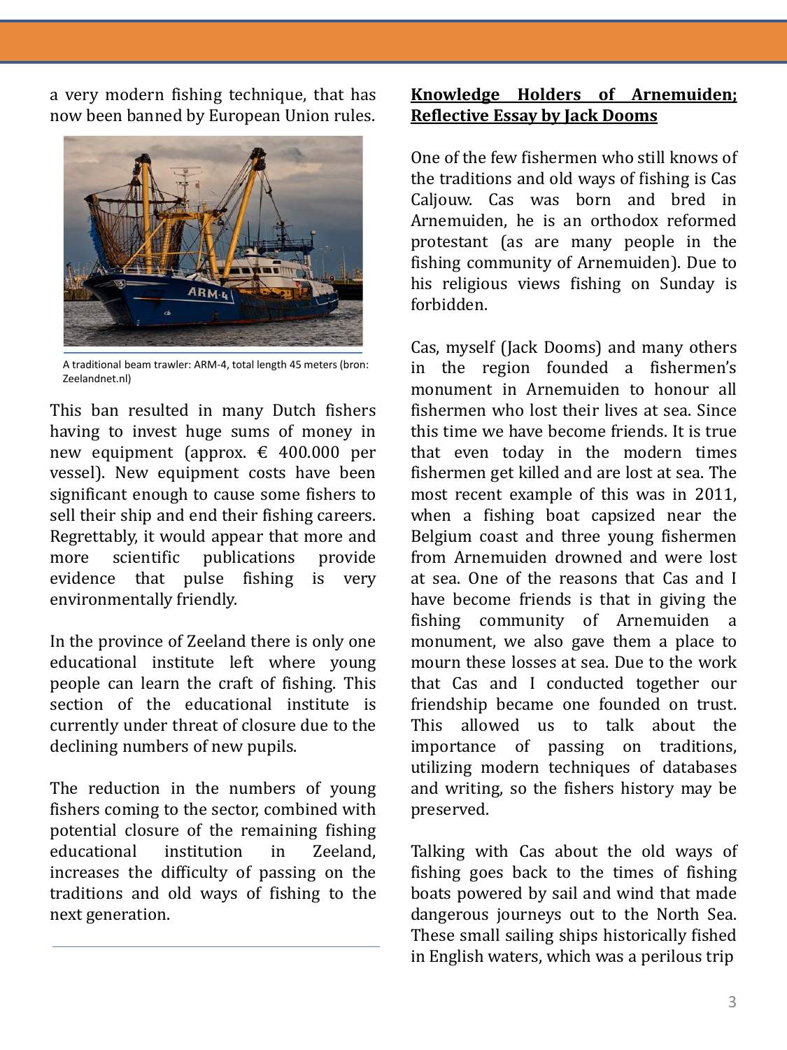a very modern fishing technique, that has now been banned by European Union rules.

A traditional beam trawler: ARM-4, total length 45 meters (bron: Zeelandnet.nl)

This ban resulted in many Dutch fishers having to invest huge sums of money in new equipment (approx. € 400.000 per vessel). New equipment costs have been significant enough to cause some fishers to sell their ship and end their fishing careers. Regrettably, it would appear that more and more scientific publications provide evidence that pulse fishing is very environmentally friendly.

In the province of Zeeland there is only one educational institute left where young people can learn the craft of fishing. This section of the educational institute is currently under threat of closure due to the declining numbers of new pupils.

The reduction in the numbers of young fishers coming to the sector, combined with potential closure of the remaining fishing educational institution in Zeeland, increases the difficulty of passing on the traditions and old ways of fishing to the next generation.

## Knowledge Holders of Arnemuiden; Reflective Essay by Jack Dooms

One of the few fishermen who still knows of the traditions and old ways of fishing is Cas Caljouw. Cas was born and bred in Arnemuiden, he is an orthodox reformed protestant (as are many people in the fishing community of Arnemuiden). Due to his religious views fishing on Sunday is forbidden.

Cas, myself (Jack Dooms) and many others in the region founded a fishermen's monument in Arnemuiden to honour all fishermen who lost their lives at sea. Since this time we have become friends. It is true that even today in the modern times fishermen get killed and are lost at sea. The most recent example of this was in 2011, when a fishing boat capsized near the Belgium coast and three young fishermen from Arnemuiden drowned and were lost at sea. One of the reasons that Cas and I have become friends is that in giving the fishing community of Arnemuiden a monument, we also gave them a place to mourn these losses at sea. Due to the work that Cas and I conducted together our friendship became one founded on trust. This allowed us to talk about the importance of passing on traditions, utilizing modern techniques of databases and writing, so the fishers history may be preserved.

Talking with Cas about the old ways of fishing goes back to the times of fishing boats powered by sail and wind that made dangerous journeys out to the North Sea. These small sailing ships historically fished in English waters, which was a perilous trip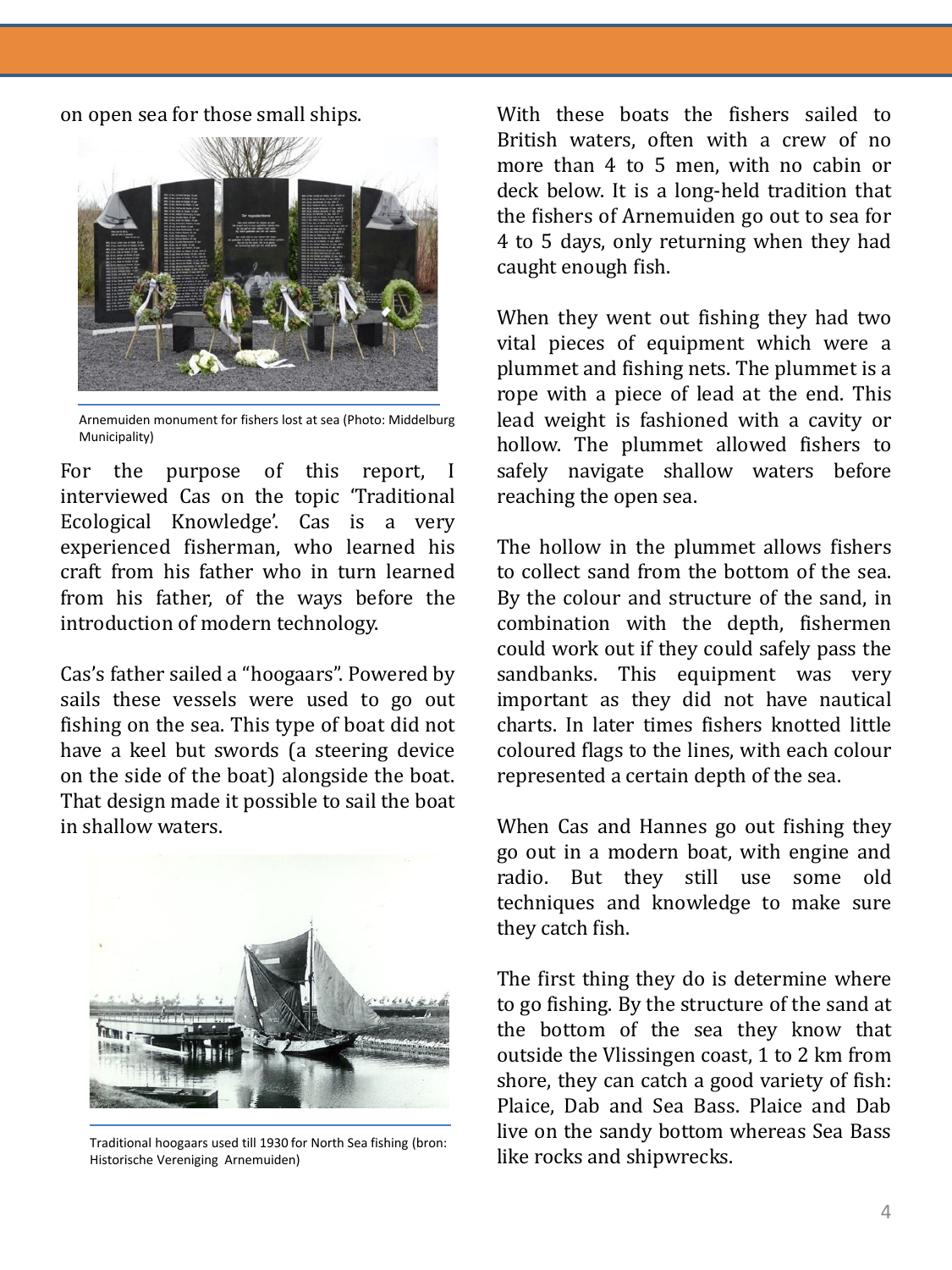on open sea for those small ships.

Arnemuiden monument for fishers lost at sea (Photo: Middelburg Municipality)

For the purpose of this report, I interviewed Cas on the topic 'Traditional Ecological Knowledge'. Cas is a very experienced fisherman, who learned his craft from his father who in turn learned from his father, of the ways before the introduction of modern technology.

Cas's father sailed a "hoogaars". Powered by sails these vessels were used to go out fishing on the sea. This type of boat did not have a keel but swords (a steering device on the side of the boat) alongside the boat. That design made it possible to sail the boat in shallow waters.

Traditional hoogaars used till 1930 for North Sea fishing (bron: Historische Vereniging Arnemuiden)

With these boats the fishers sailed to British waters, often with a crew of no more than 4 to 5 men, with no cabin or deck below. It is a long-held tradition that the fishers of Arnemuiden go out to sea for 4 to 5 days, only returning when they had caught enough fish.

When they went out fishing they had two vital pieces of equipment which were a plummet and fishing nets. The plummet is a rope with a piece of lead at the end. This lead weight is fashioned with a cavity or hollow. The plummet allowed fishers to safely navigate shallow waters before reaching the open sea.

The hollow in the plummet allows fishers to collect sand from the bottom of the sea. By the colour and structure of the sand, in combination with the depth, fishermen could work out if they could safely pass the sandbanks. This equipment was very important as they did not have nautical charts. In later times fishers knotted little coloured flags to the lines, with each colour represented a certain depth of the sea.

When Cas and Hannes go out fishing they go out in a modern boat, with engine and radio. But they still use some old techniques and knowledge to make sure they catch fish.

The first thing they do is determine where to go fishing. By the structure of the sand at the bottom of the sea they know that outside the Vlissingen coast, 1 to 2 km from shore, they can catch a good variety of fish: Plaice, Dab and Sea Bass. Plaice and Dab live on the sandy bottom whereas Sea Bass like rocks and shipwrecks.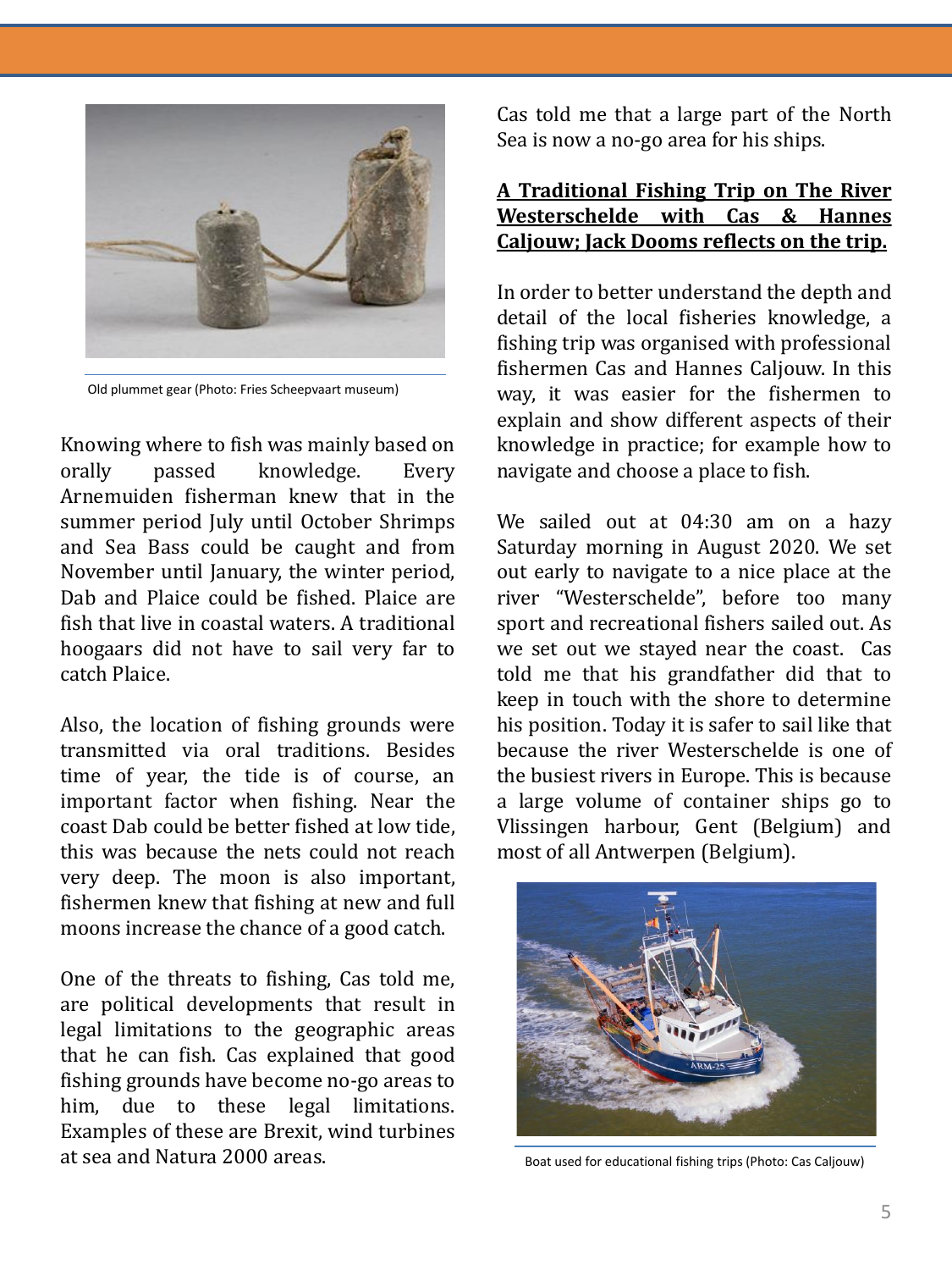Old plummet gear (Photo: Fries Scheepvaart museum)

Knowing where to fish was mainly based on orally passed knowledge. Every Arnemuiden fisherman knew that in the summer period July until October Shrimps and Sea Bass could be caught and from November until January, the winter period, Dab and Plaice could be fished. Plaice are fish that live in coastal waters. A traditional hoogaars did not have to sail very far to catch Plaice.

Also, the location of fishing grounds were transmitted via oral traditions. Besides time of year, the tide is of course, an important factor when fishing. Near the coast Dab could be better fished at low tide, this was because the nets could not reach very deep. The moon is also important, fishermen knew that fishing at new and full moons increase the chance of a good catch.

One of the threats to fishing, Cas told me, are political developments that result in legal limitations to the geographic areas that he can fish. Cas explained that good fishing grounds have become no-go areas to him, due to these legal limitations. Examples of these are Brexit, wind turbines at sea and Natura 2000 areas.

Cas told me that a large part of the North Sea is now a no-go area for his ships.

**A Traditional Fishing Trip on The River Westerschelde with Cas & Hannes Caljouw; Jack Dooms reflects on the trip.**

In order to better understand the depth and detail of the local fisheries knowledge, a fishing trip was organised with professional fishermen Cas and Hannes Caljouw. In this way, it was easier for the fishermen to explain and show different aspects of their knowledge in practice; for example how to navigate and choose a place to fish.

We sailed out at 04:30 am on a hazy Saturday morning in August 2020. We set out early to navigate to a nice place at the river "Westerschelde", before too many sport and recreational fishers sailed out. As we set out we stayed near the coast. Cas told me that his grandfather did that to keep in touch with the shore to determine his position. Today it is safer to sail like that because the river Westerschelde is one of the busiest rivers in Europe. This is because a large volume of container ships go to Vlissingen harbour, Gent (Belgium) and most of all Antwerpen (Belgium).

Boat used for educational fishing trips (Photo: Cas Caljouw)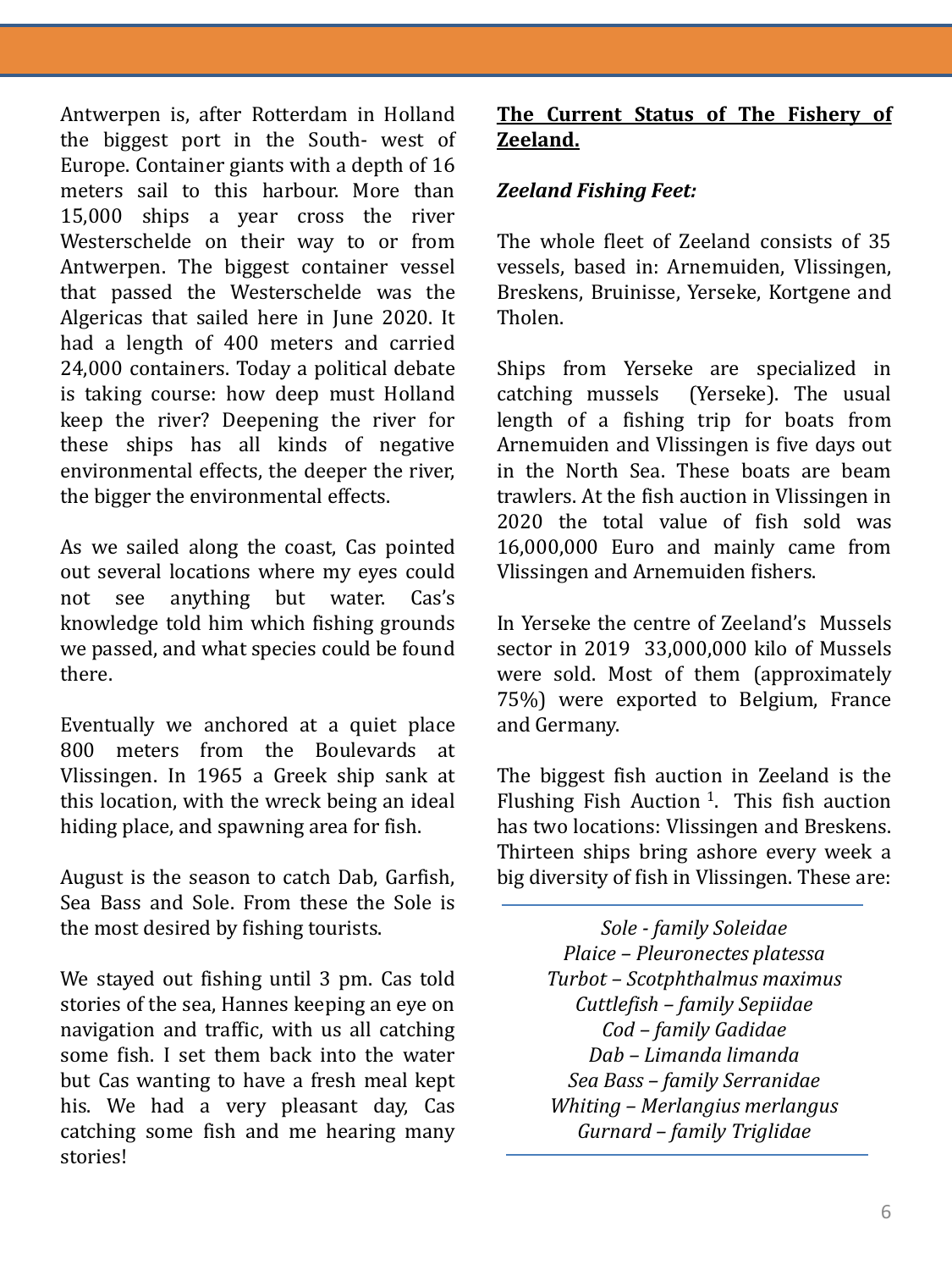Antwerpen is, after Rotterdam in Holland the biggest port in the South- west of Europe. Container giants with a depth of 16 meters sail to this harbour. More than 15,000 ships a year cross the river Westerschelde on their way to or from Antwerpen. The biggest container vessel that passed the Westerschelde was the Algericas that sailed here in June 2020. It had a length of 400 meters and carried 24,000 containers. Today a political debate is taking course: how deep must Holland keep the river? Deepening the river for these ships has all kinds of negative environmental effects, the deeper the river, the bigger the environmental effects.

As we sailed along the coast, Cas pointed out several locations where my eyes could not see anything but water. Cas's knowledge told him which fishing grounds we passed, and what species could be found there.

Eventually we anchored at a quiet place 800 meters from the Boulevards at Vlissingen. In 1965 a Greek ship sank at this location, with the wreck being an ideal hiding place, and spawning area for fish.

August is the season to catch Dab, Garfish, Sea Bass and Sole. From these the Sole is the most desired by fishing tourists.

We stayed out fishing until 3 pm. Cas told stories of the sea, Hannes keeping an eye on navigation and traffic, with us all catching some fish. I set them back into the water but Cas wanting to have a fresh meal kept his. We had a very pleasant day, Cas catching some fish and me hearing many stories!

## **The Current Status of The Fishery of Zeeland.**

***Zeeland Fishing Feet:***

The whole fleet of Zeeland consists of 35 vessels, based in: Arnemuiden, Vlissingen, Breskens, Bruinisse, Yerseke, Kortgene and Tholen.

Ships from Yerseke are specialized in catching mussels (Yerseke). The usual length of a fishing trip for boats from Arnemuiden and Vlissingen is five days out in the North Sea. These boats are beam trawlers. At the fish auction in Vlissingen in 2020 the total value of fish sold was 16,000,000 Euro and mainly came from Vlissingen and Arnemuiden fishers.

In Yerseke the centre of Zeeland's Mussels sector in 2019 33,000,000 kilo of Mussels were sold. Most of them (approximately 75%) were exported to Belgium, France and Germany.

The biggest fish auction in Zeeland is the Flushing Fish Auction [1]. This fish auction has two locations: Vlissingen and Breskens. Thirteen ships bring ashore every week a big diversity of fish in Vlissingen. These are:

---

*Sole - family Soleidae*
*Plaice – Pleuronectes platessa*
*Turbot – Scotphthalmus maximus*
*Cuttlefish – family Sepiidae*
*Cod – family Gadidae*
*Dab – Limanda limanda*
*Sea Bass – family Serranidae*
*Whiting – Merlangius merlangus*
*Gurnard – family Triglidae*

---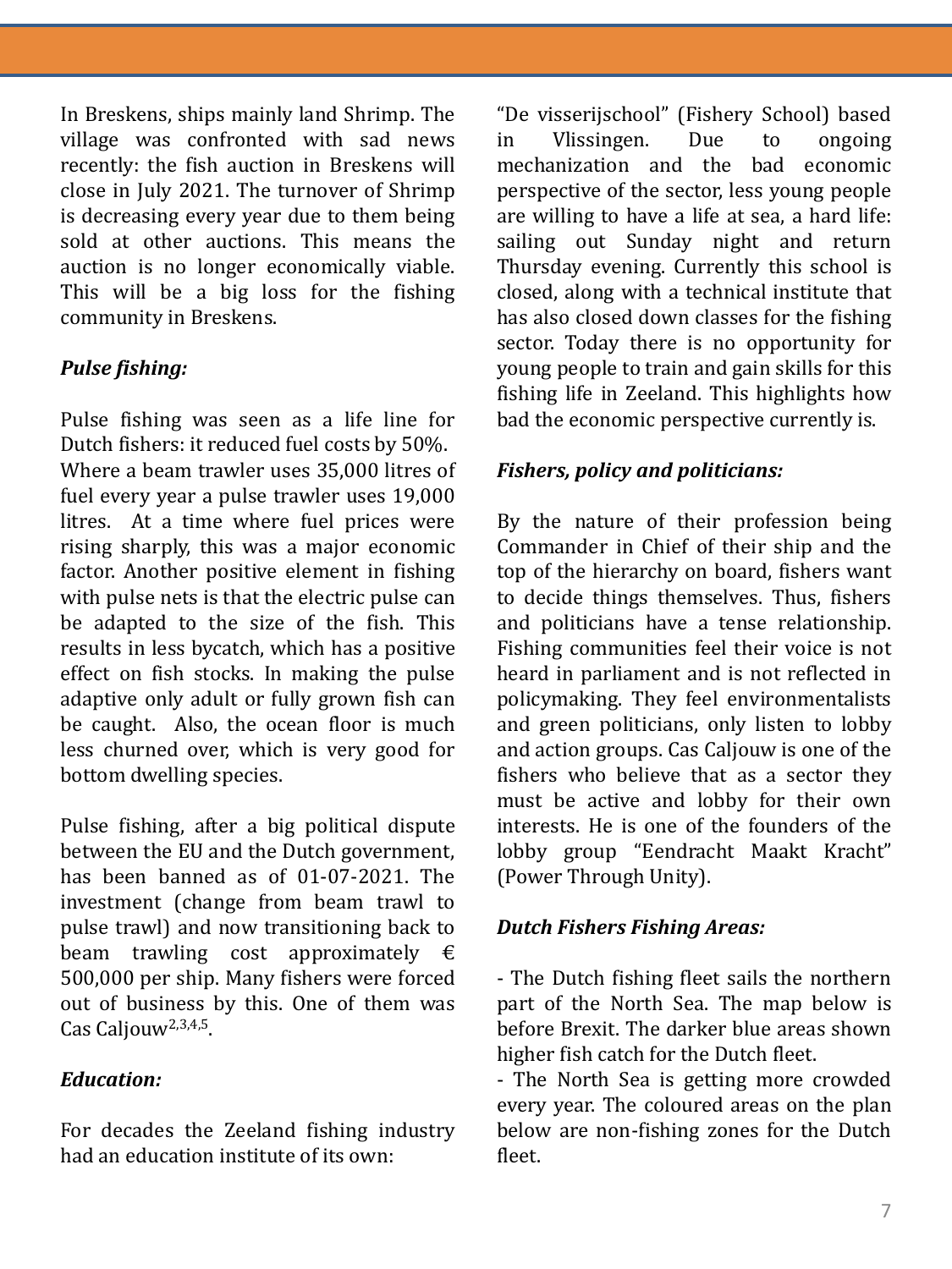In Breskens, ships mainly land Shrimp. The village was confronted with sad news recently: the fish auction in Breskens will close in July 2021. The turnover of Shrimp is decreasing every year due to them being sold at other auctions. This means the auction is no longer economically viable. This will be a big loss for the fishing community in Breskens.

***Pulse fishing:***

Pulse fishing was seen as a life line for Dutch fishers: it reduced fuel costs by 50%. Where a beam trawler uses 35,000 litres of fuel every year a pulse trawler uses 19,000 litres. At a time where fuel prices were rising sharply, this was a major economic factor. Another positive element in fishing with pulse nets is that the electric pulse can be adapted to the size of the fish. This results in less bycatch, which has a positive effect on fish stocks. In making the pulse adaptive only adult or fully grown fish can be caught. Also, the ocean floor is much less churned over, which is very good for bottom dwelling species.

Pulse fishing, after a big political dispute between the EU and the Dutch government, has been banned as of 01-07-2021. The investment (change from beam trawl to pulse trawl) and now transitioning back to beam trawling cost approximately € 500,000 per ship. Many fishers were forced out of business by this. One of them was Cas Caljouw[2,3,4,5].

***Education:***

For decades the Zeeland fishing industry had an education institute of its own: "De visserijschool" (Fishery School) based in Vlissingen. Due to ongoing mechanization and the bad economic perspective of the sector, less young people are willing to have a life at sea, a hard life: sailing out Sunday night and return Thursday evening. Currently this school is closed, along with a technical institute that has also closed down classes for the fishing sector. Today there is no opportunity for young people to train and gain skills for this fishing life in Zeeland. This highlights how bad the economic perspective currently is.

***Fishers, policy and politicians:***

By the nature of their profession being Commander in Chief of their ship and the top of the hierarchy on board, fishers want to decide things themselves. Thus, fishers and politicians have a tense relationship. Fishing communities feel their voice is not heard in parliament and is not reflected in policymaking. They feel environmentalists and green politicians, only listen to lobby and action groups. Cas Caljouw is one of the fishers who believe that as a sector they must be active and lobby for their own interests. He is one of the founders of the lobby group "Eendracht Maakt Kracht" (Power Through Unity).

***Dutch Fishers Fishing Areas:***

- The Dutch fishing fleet sails the northern part of the North Sea. The map below is before Brexit. The darker blue areas shown higher fish catch for the Dutch fleet.
- The North Sea is getting more crowded every year. The coloured areas on the plan below are non-fishing zones for the Dutch fleet.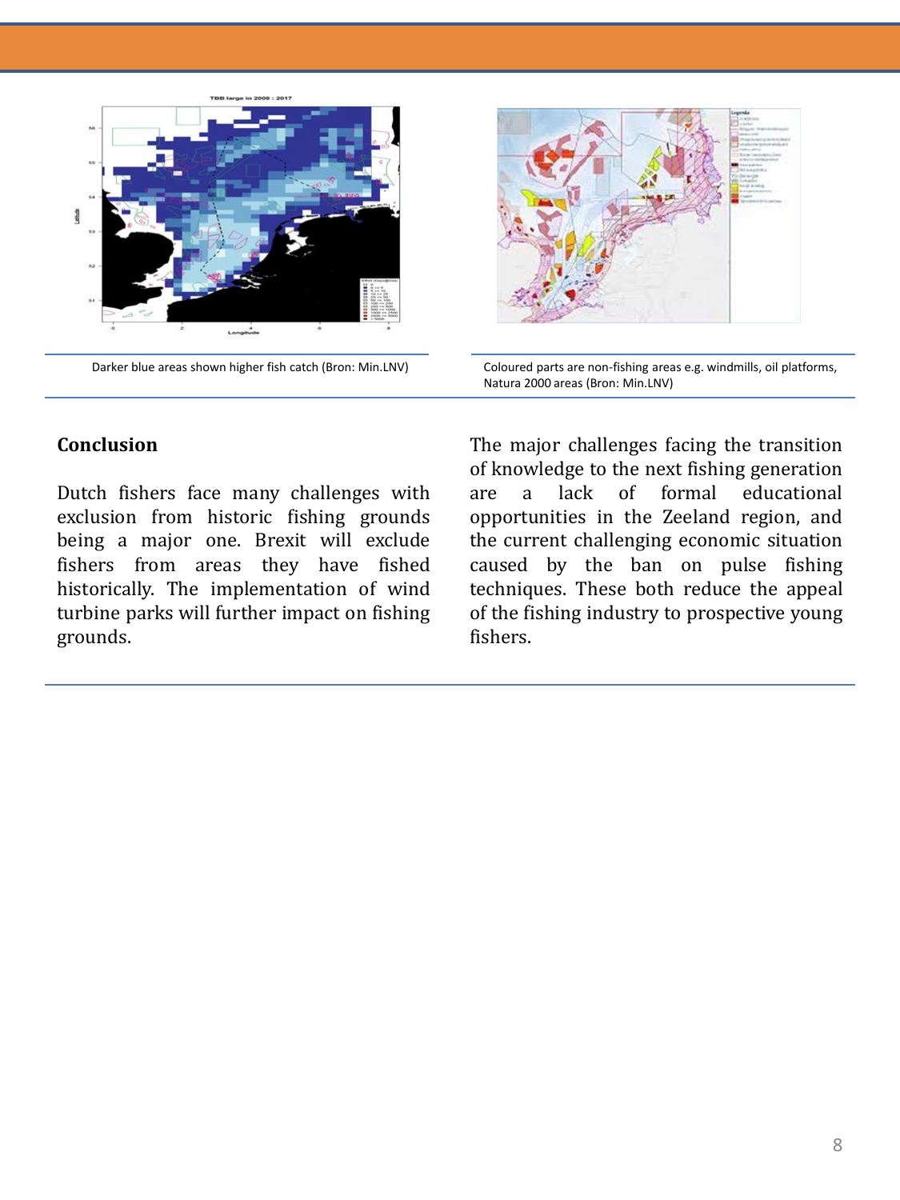Darker blue areas shown higher fish catch (Bron: Min.LNV)

Coloured parts are non-fishing areas e.g. windmills, oil platforms, Natura 2000 areas (Bron: Min.LNV)

### Conclusion

Dutch fishers face many challenges with exclusion from historic fishing grounds being a major one. Brexit will exclude fishers from areas they have fished historically. The implementation of wind turbine parks will further impact on fishing grounds.

The major challenges facing the transition of knowledge to the next fishing generation are a lack of formal educational opportunities in the Zeeland region, and the current challenging economic situation caused by the ban on pulse fishing techniques. These both reduce the appeal of the fishing industry to prospective young fishers.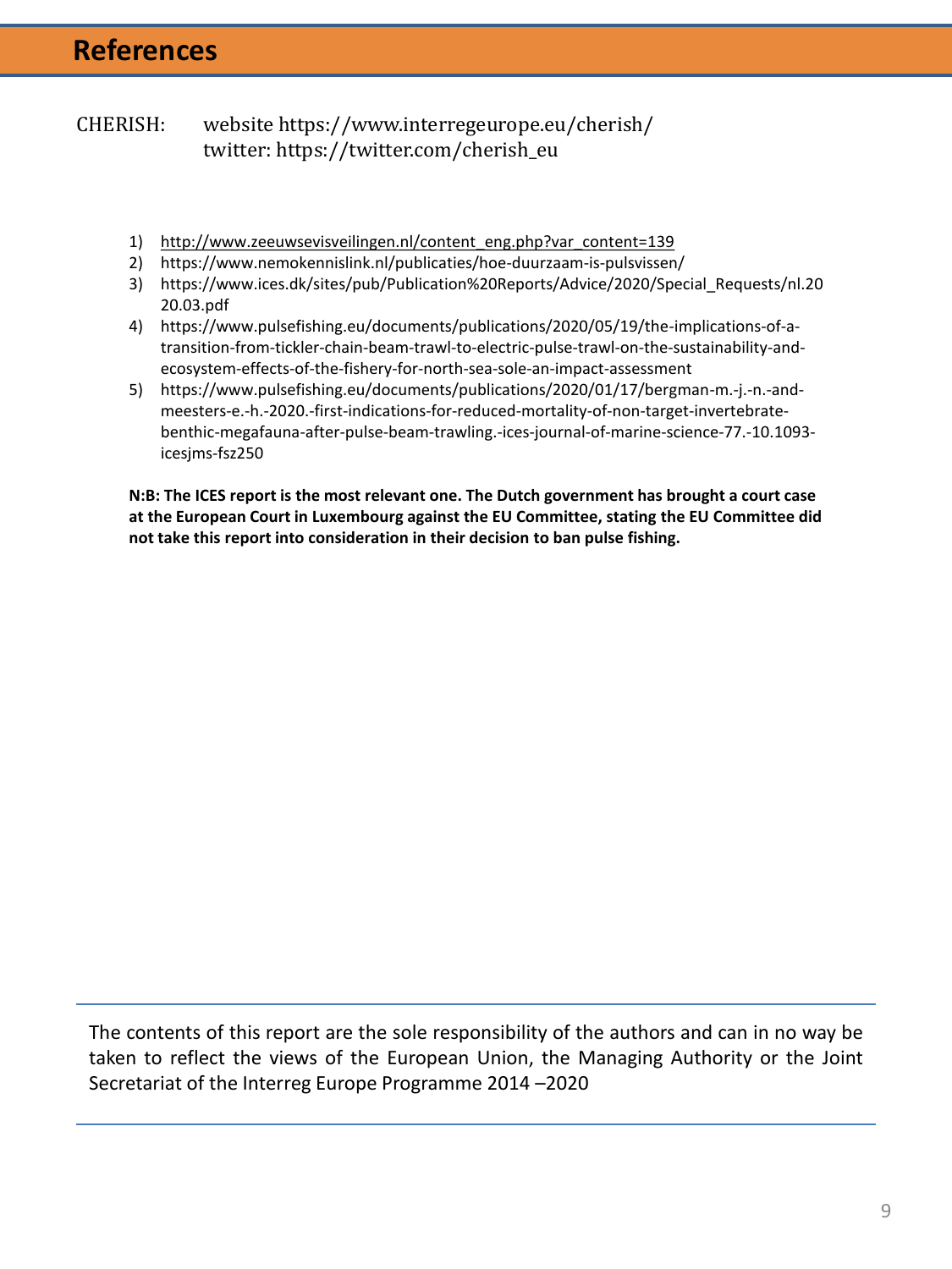# References

CHERISH: website https://www.interregeurope.eu/cherish/
twitter: https://twitter.com/cherish_eu

1) http://www.zeeuwsevisveilingen.nl/content_eng.php?var_content=139
2) https://www.nemokennislink.nl/publicaties/hoe-duurzaam-is-pulsvissen/
3) https://www.ices.dk/sites/pub/Publication%20Reports/Advice/2020/Special_Requests/nl.2020.03.pdf
4) https://www.pulsefishing.eu/documents/publications/2020/05/19/the-implications-of-a-transition-from-tickler-chain-beam-trawl-to-electric-pulse-trawl-on-the-sustainability-and-ecosystem-effects-of-the-fishery-for-north-sea-sole-an-impact-assessment
5) https://www.pulsefishing.eu/documents/publications/2020/01/17/bergman-m.-j.-n.-and-meesters-e.-h.-2020.-first-indications-for-reduced-mortality-of-non-target-invertebrate-benthic-megafauna-after-pulse-beam-trawling.-ices-journal-of-marine-science-77.-10.1093-icesjms-fsz250

**N:B: The ICES report is the most relevant one. The Dutch government has brought a court case at the European Court in Luxembourg against the EU Committee, stating the EU Committee did not take this report into consideration in their decision to ban pulse fishing.**

The contents of this report are the sole responsibility of the authors and can in no way be taken to reflect the views of the European Union, the Managing Authority or the Joint Secretariat of the Interreg Europe Programme 2014 –2020